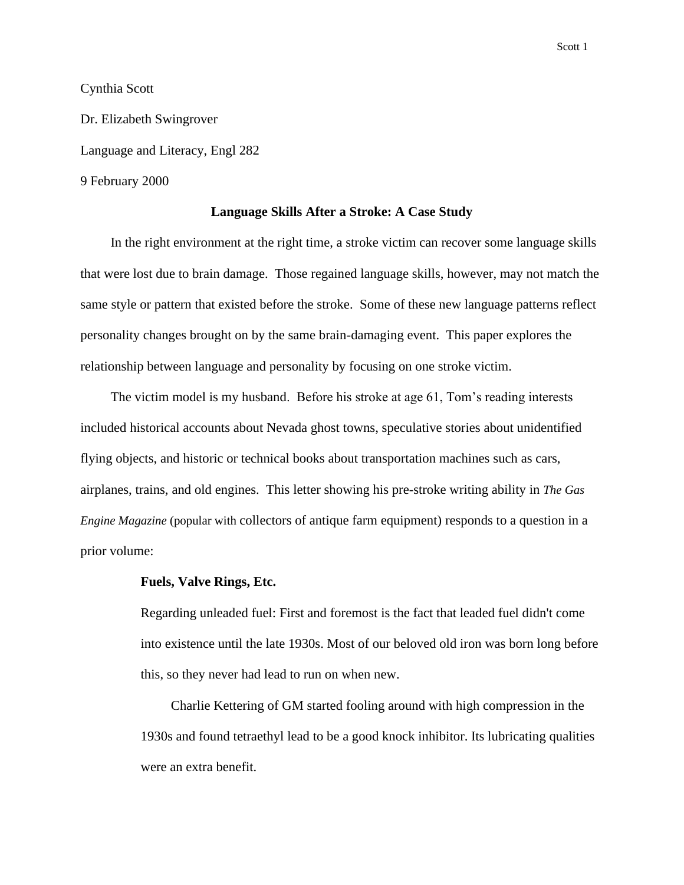Cynthia Scott

Dr. Elizabeth Swingrover

Language and Literacy, Engl 282

9 February 2000

# Language Skills After a Stroke: A Case Study

In the right environment at the right time, a stroke victim can recover some language skills that were lost due to brain damage. Those regained language skills, however, may not match the same style or pattern that existed before the stroke. Some of these new language patterns reflect personality changes brought on by the same brain-damaging event. This paper explores the relationship between language and personality by focusing on one stroke victim.

The victim model is my husband. Before his stroke at age 61, Tom's reading interests included historical accounts about Nevada ghost towns, speculative stories about unidentified flying objects, and historic or technical books about transportation machines such as cars, airplanes, trains, and old engines. This letter showing his pre-stroke writing ability in *The Gas Engine Magazine* (popular with collectors of antique farm equipment) responds to a question in a prior volume:

> **Fuels, Valve Rings, Etc.**
>
> Regarding unleaded fuel: First and foremost is the fact that leaded fuel didn't come into existence until the late 1930s. Most of our beloved old iron was born long before this, so they never had lead to run on when new.
>
> Charlie Kettering of GM started fooling around with high compression in the 1930s and found tetraethyl lead to be a good knock inhibitor. Its lubricating qualities were an extra benefit.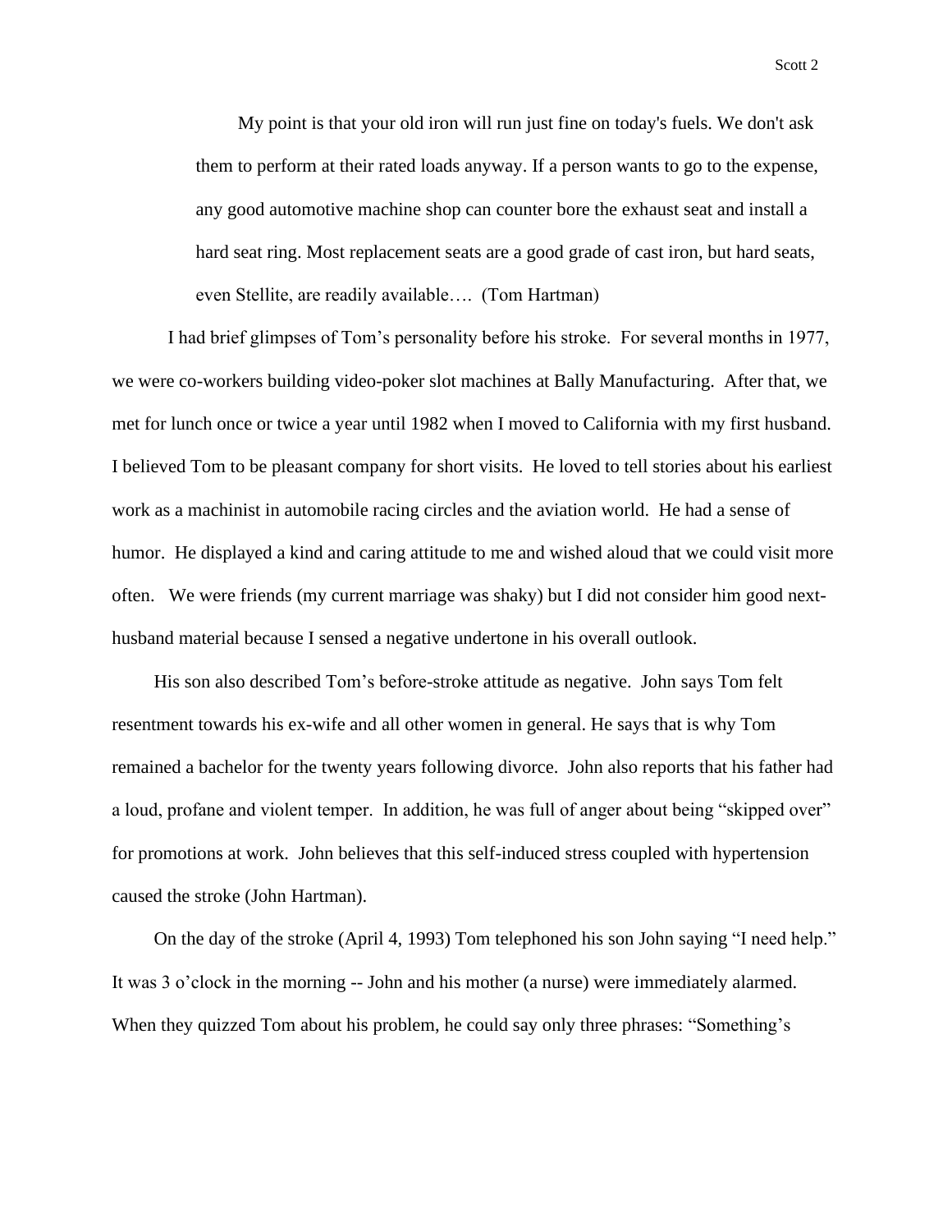> My point is that your old iron will run just fine on today's fuels. We don't ask them to perform at their rated loads anyway. If a person wants to go to the expense, any good automotive machine shop can counter bore the exhaust seat and install a hard seat ring. Most replacement seats are a good grade of cast iron, but hard seats, even Stellite, are readily available…. (Tom Hartman)

I had brief glimpses of Tom's personality before his stroke. For several months in 1977, we were co-workers building video-poker slot machines at Bally Manufacturing. After that, we met for lunch once or twice a year until 1982 when I moved to California with my first husband. I believed Tom to be pleasant company for short visits. He loved to tell stories about his earliest work as a machinist in automobile racing circles and the aviation world. He had a sense of humor. He displayed a kind and caring attitude to me and wished aloud that we could visit more often. We were friends (my current marriage was shaky) but I did not consider him good next-husband material because I sensed a negative undertone in his overall outlook.

His son also described Tom's before-stroke attitude as negative. John says Tom felt resentment towards his ex-wife and all other women in general. He says that is why Tom remained a bachelor for the twenty years following divorce. John also reports that his father had a loud, profane and violent temper. In addition, he was full of anger about being "skipped over" for promotions at work. John believes that this self-induced stress coupled with hypertension caused the stroke (John Hartman).

On the day of the stroke (April 4, 1993) Tom telephoned his son John saying "I need help." It was 3 o'clock in the morning -- John and his mother (a nurse) were immediately alarmed. When they quizzed Tom about his problem, he could say only three phrases: "Something's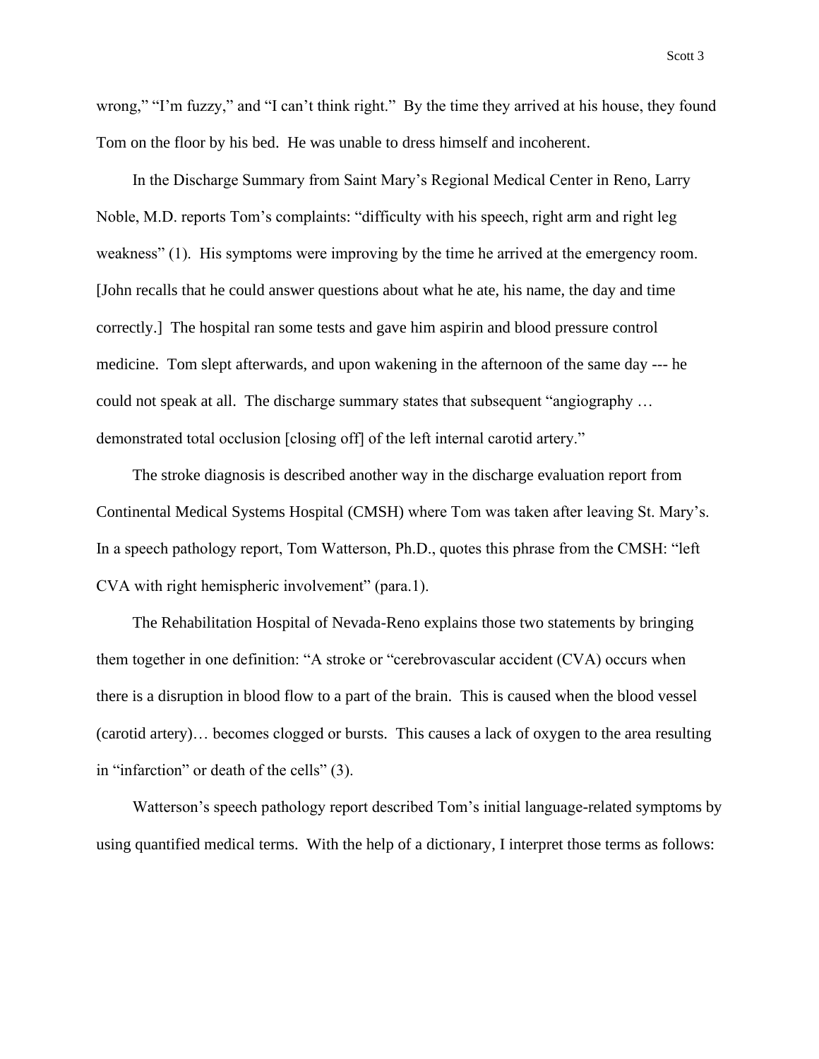wrong," "I'm fuzzy," and "I can't think right." By the time they arrived at his house, they found Tom on the floor by his bed. He was unable to dress himself and incoherent.

In the Discharge Summary from Saint Mary's Regional Medical Center in Reno, Larry Noble, M.D. reports Tom's complaints: "difficulty with his speech, right arm and right leg weakness" (1). His symptoms were improving by the time he arrived at the emergency room. [John recalls that he could answer questions about what he ate, his name, the day and time correctly.] The hospital ran some tests and gave him aspirin and blood pressure control medicine. Tom slept afterwards, and upon wakening in the afternoon of the same day --- he could not speak at all. The discharge summary states that subsequent "angiography … demonstrated total occlusion [closing off] of the left internal carotid artery."

The stroke diagnosis is described another way in the discharge evaluation report from Continental Medical Systems Hospital (CMSH) where Tom was taken after leaving St. Mary's. In a speech pathology report, Tom Watterson, Ph.D., quotes this phrase from the CMSH: "left CVA with right hemispheric involvement" (para.1).

The Rehabilitation Hospital of Nevada-Reno explains those two statements by bringing them together in one definition: "A stroke or "cerebrovascular accident (CVA) occurs when there is a disruption in blood flow to a part of the brain. This is caused when the blood vessel (carotid artery)… becomes clogged or bursts. This causes a lack of oxygen to the area resulting in "infarction" or death of the cells" (3).

Watterson's speech pathology report described Tom's initial language-related symptoms by using quantified medical terms. With the help of a dictionary, I interpret those terms as follows: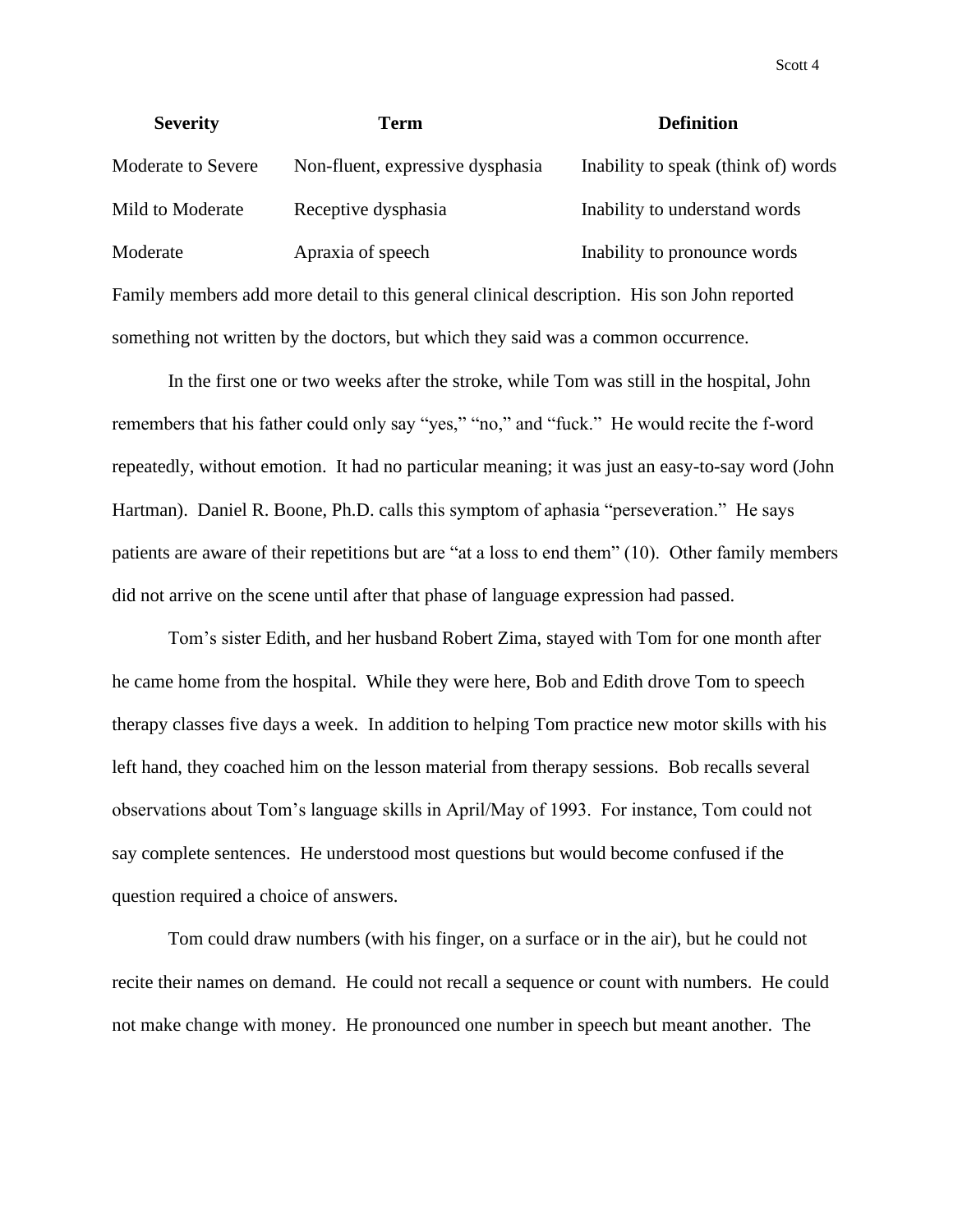| Severity | Term | Definition |
| --- | --- | --- |
| Moderate to Severe | Non-fluent, expressive dysphasia | Inability to speak (think of) words |
| Mild to Moderate | Receptive dysphasia | Inability to understand words |
| Moderate | Apraxia of speech | Inability to pronounce words |

Family members add more detail to this general clinical description. His son John reported something not written by the doctors, but which they said was a common occurrence.

In the first one or two weeks after the stroke, while Tom was still in the hospital, John remembers that his father could only say "yes," "no," and "fuck." He would recite the f-word repeatedly, without emotion. It had no particular meaning; it was just an easy-to-say word (John Hartman). Daniel R. Boone, Ph.D. calls this symptom of aphasia "perseveration." He says patients are aware of their repetitions but are "at a loss to end them" (10). Other family members did not arrive on the scene until after that phase of language expression had passed.

Tom's sister Edith, and her husband Robert Zima, stayed with Tom for one month after he came home from the hospital. While they were here, Bob and Edith drove Tom to speech therapy classes five days a week. In addition to helping Tom practice new motor skills with his left hand, they coached him on the lesson material from therapy sessions. Bob recalls several observations about Tom's language skills in April/May of 1993. For instance, Tom could not say complete sentences. He understood most questions but would become confused if the question required a choice of answers.

Tom could draw numbers (with his finger, on a surface or in the air), but he could not recite their names on demand. He could not recall a sequence or count with numbers. He could not make change with money. He pronounced one number in speech but meant another. The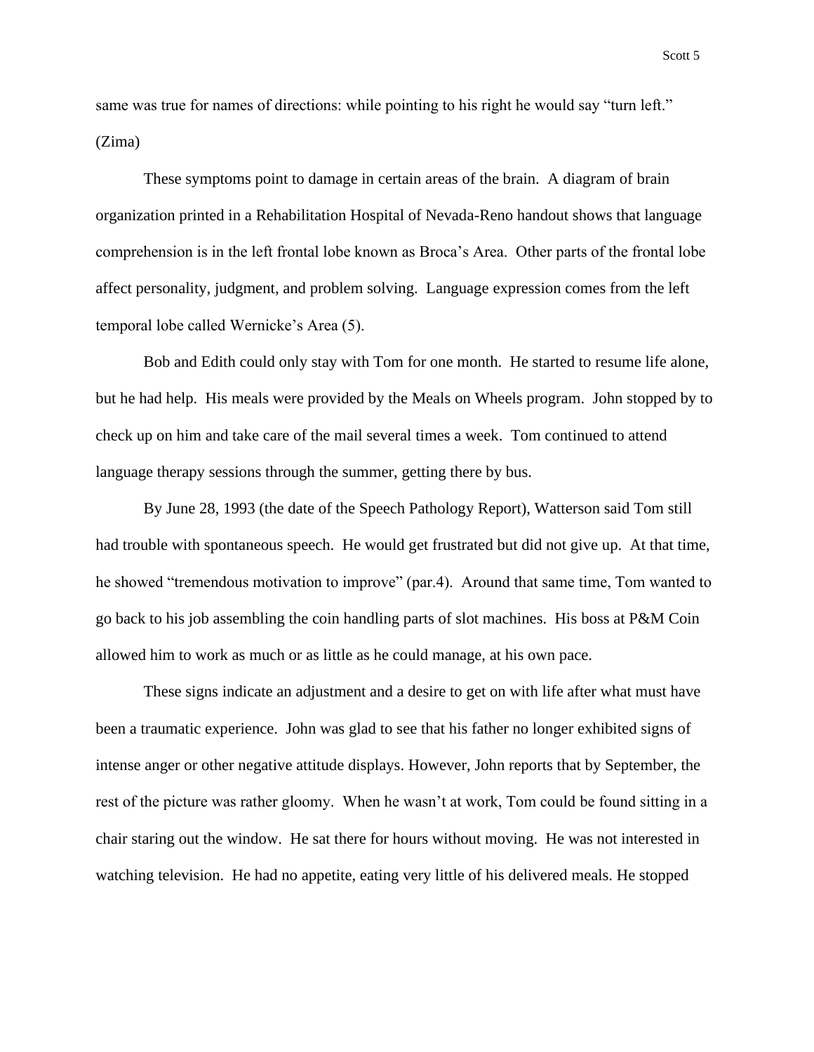same was true for names of directions: while pointing to his right he would say "turn left." (Zima)

These symptoms point to damage in certain areas of the brain. A diagram of brain organization printed in a Rehabilitation Hospital of Nevada-Reno handout shows that language comprehension is in the left frontal lobe known as Broca's Area. Other parts of the frontal lobe affect personality, judgment, and problem solving. Language expression comes from the left temporal lobe called Wernicke's Area (5).

Bob and Edith could only stay with Tom for one month. He started to resume life alone, but he had help. His meals were provided by the Meals on Wheels program. John stopped by to check up on him and take care of the mail several times a week. Tom continued to attend language therapy sessions through the summer, getting there by bus.

By June 28, 1993 (the date of the Speech Pathology Report), Watterson said Tom still had trouble with spontaneous speech. He would get frustrated but did not give up. At that time, he showed "tremendous motivation to improve" (par.4). Around that same time, Tom wanted to go back to his job assembling the coin handling parts of slot machines. His boss at P&M Coin allowed him to work as much or as little as he could manage, at his own pace.

These signs indicate an adjustment and a desire to get on with life after what must have been a traumatic experience. John was glad to see that his father no longer exhibited signs of intense anger or other negative attitude displays. However, John reports that by September, the rest of the picture was rather gloomy. When he wasn't at work, Tom could be found sitting in a chair staring out the window. He sat there for hours without moving. He was not interested in watching television. He had no appetite, eating very little of his delivered meals. He stopped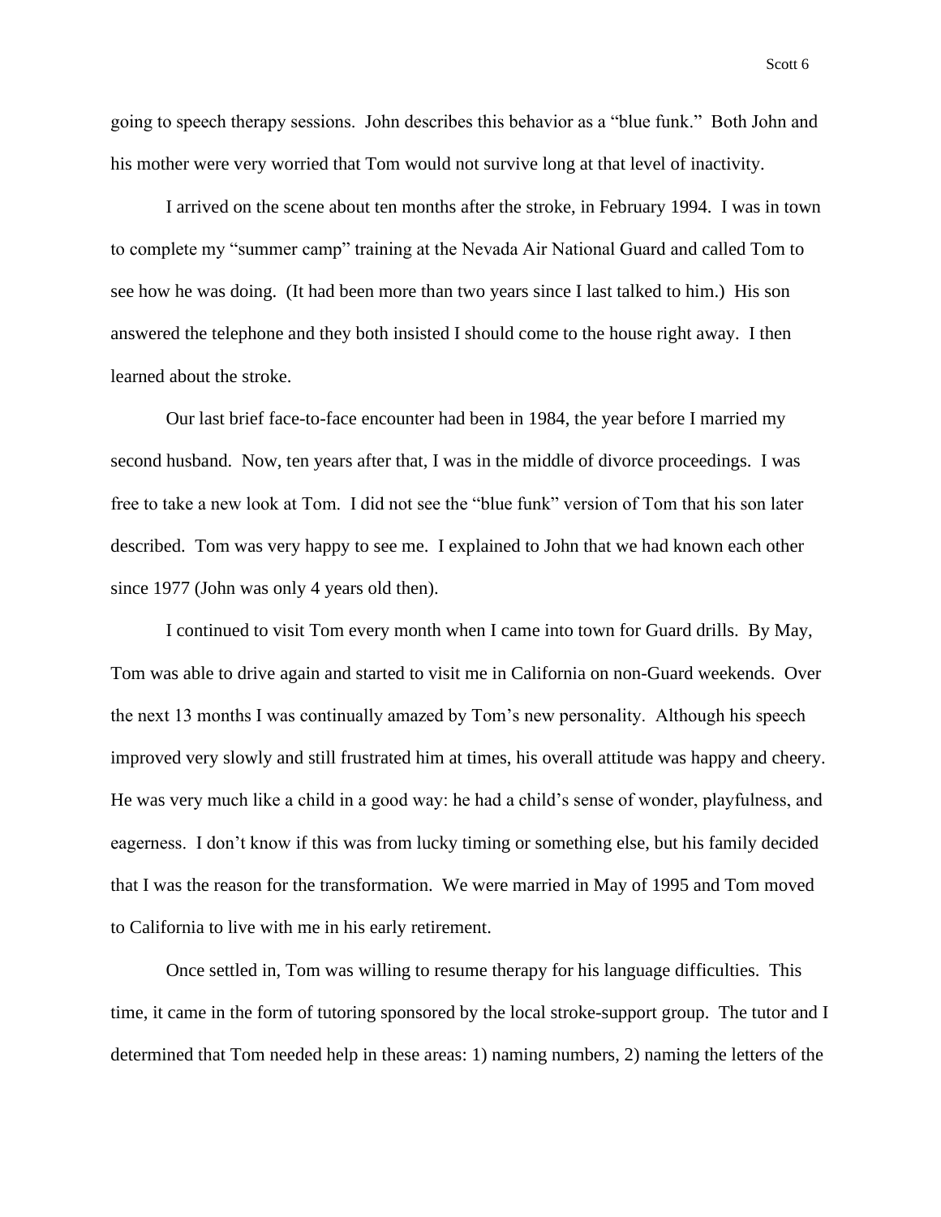going to speech therapy sessions. John describes this behavior as a "blue funk." Both John and his mother were very worried that Tom would not survive long at that level of inactivity.

I arrived on the scene about ten months after the stroke, in February 1994. I was in town to complete my "summer camp" training at the Nevada Air National Guard and called Tom to see how he was doing. (It had been more than two years since I last talked to him.) His son answered the telephone and they both insisted I should come to the house right away. I then learned about the stroke.

Our last brief face-to-face encounter had been in 1984, the year before I married my second husband. Now, ten years after that, I was in the middle of divorce proceedings. I was free to take a new look at Tom. I did not see the "blue funk" version of Tom that his son later described. Tom was very happy to see me. I explained to John that we had known each other since 1977 (John was only 4 years old then).

I continued to visit Tom every month when I came into town for Guard drills. By May, Tom was able to drive again and started to visit me in California on non-Guard weekends. Over the next 13 months I was continually amazed by Tom's new personality. Although his speech improved very slowly and still frustrated him at times, his overall attitude was happy and cheery. He was very much like a child in a good way: he had a child's sense of wonder, playfulness, and eagerness. I don't know if this was from lucky timing or something else, but his family decided that I was the reason for the transformation. We were married in May of 1995 and Tom moved to California to live with me in his early retirement.

Once settled in, Tom was willing to resume therapy for his language difficulties. This time, it came in the form of tutoring sponsored by the local stroke-support group. The tutor and I determined that Tom needed help in these areas: 1) naming numbers, 2) naming the letters of the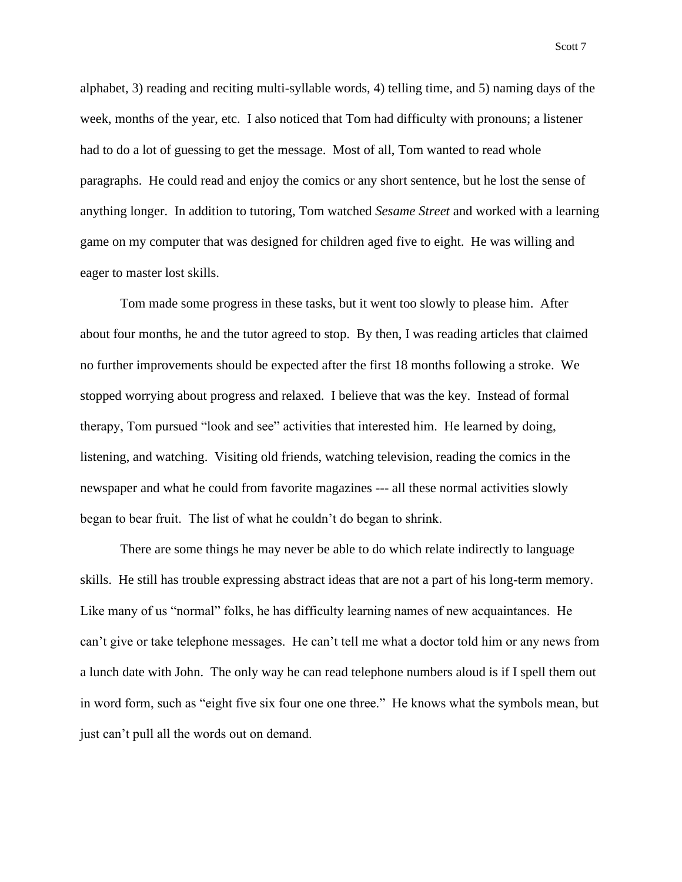alphabet, 3) reading and reciting multi-syllable words, 4) telling time, and 5) naming days of the week, months of the year, etc. I also noticed that Tom had difficulty with pronouns; a listener had to do a lot of guessing to get the message. Most of all, Tom wanted to read whole paragraphs. He could read and enjoy the comics or any short sentence, but he lost the sense of anything longer. In addition to tutoring, Tom watched *Sesame Street* and worked with a learning game on my computer that was designed for children aged five to eight. He was willing and eager to master lost skills.

Tom made some progress in these tasks, but it went too slowly to please him. After about four months, he and the tutor agreed to stop. By then, I was reading articles that claimed no further improvements should be expected after the first 18 months following a stroke. We stopped worrying about progress and relaxed. I believe that was the key. Instead of formal therapy, Tom pursued "look and see" activities that interested him. He learned by doing, listening, and watching. Visiting old friends, watching television, reading the comics in the newspaper and what he could from favorite magazines --- all these normal activities slowly began to bear fruit. The list of what he couldn't do began to shrink.

There are some things he may never be able to do which relate indirectly to language skills. He still has trouble expressing abstract ideas that are not a part of his long-term memory. Like many of us "normal" folks, he has difficulty learning names of new acquaintances. He can't give or take telephone messages. He can't tell me what a doctor told him or any news from a lunch date with John. The only way he can read telephone numbers aloud is if I spell them out in word form, such as "eight five six four one one three." He knows what the symbols mean, but just can't pull all the words out on demand.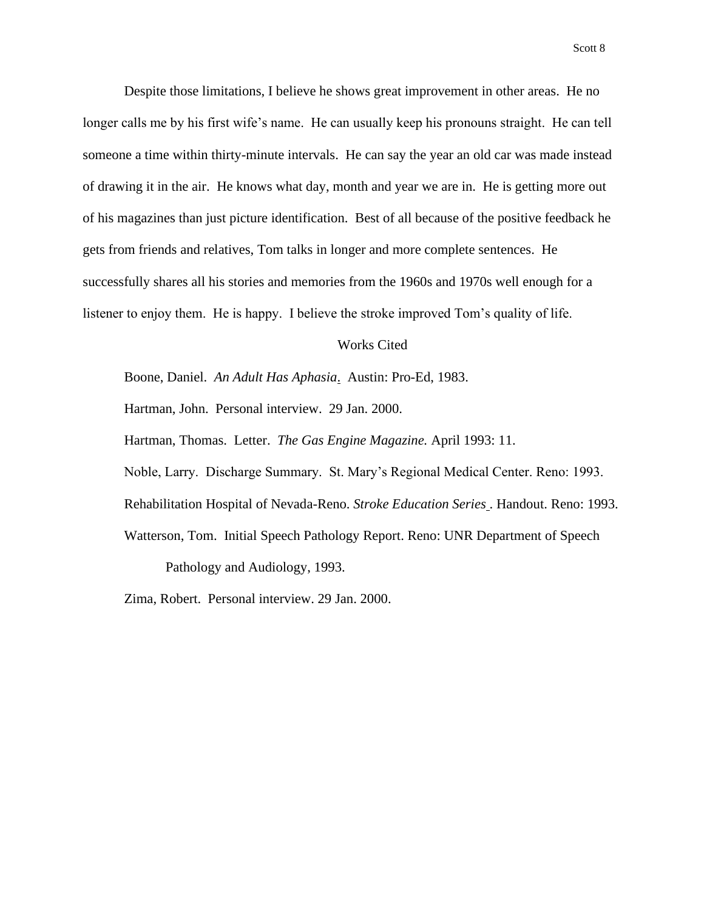Despite those limitations, I believe he shows great improvement in other areas. He no longer calls me by his first wife's name. He can usually keep his pronouns straight. He can tell someone a time within thirty-minute intervals. He can say the year an old car was made instead of drawing it in the air. He knows what day, month and year we are in. He is getting more out of his magazines than just picture identification. Best of all because of the positive feedback he gets from friends and relatives, Tom talks in longer and more complete sentences. He successfully shares all his stories and memories from the 1960s and 1970s well enough for a listener to enjoy them. He is happy. I believe the stroke improved Tom's quality of life.

## Works Cited

Boone, Daniel. *An Adult Has Aphasia*. Austin: Pro-Ed, 1983.

Hartman, John. Personal interview. 29 Jan. 2000.

Hartman, Thomas. Letter. *The Gas Engine Magazine.* April 1993: 11.

Noble, Larry. Discharge Summary. St. Mary's Regional Medical Center. Reno: 1993.

Rehabilitation Hospital of Nevada-Reno. *Stroke Education Series* . Handout. Reno: 1993.

Watterson, Tom. Initial Speech Pathology Report. Reno: UNR Department of Speech Pathology and Audiology, 1993.

Zima, Robert. Personal interview. 29 Jan. 2000.